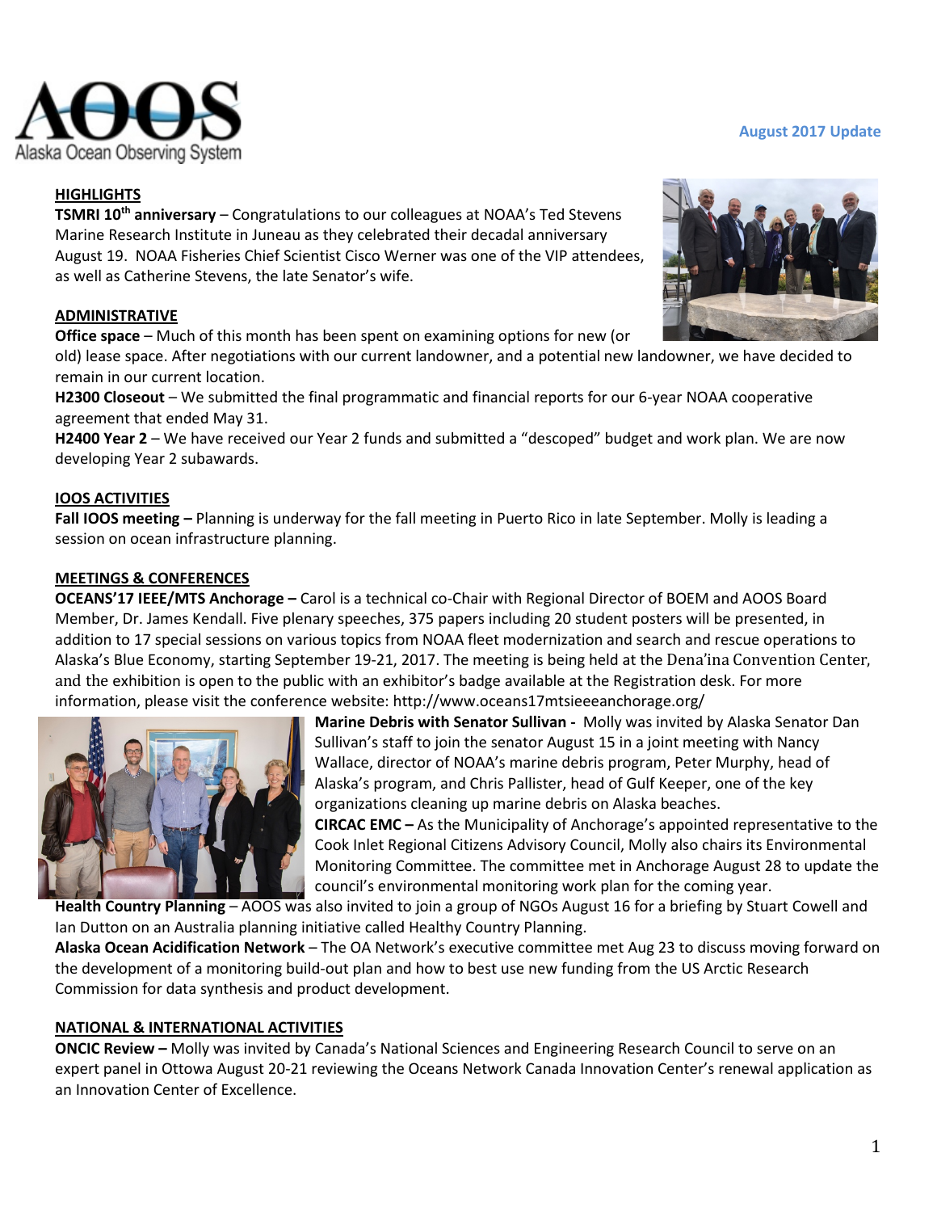AOOS
Alaska Ocean Observing System

**August 2017 Update**

## HIGHLIGHTS

**TSMRI 10th anniversary** – Congratulations to our colleagues at NOAA's Ted Stevens Marine Research Institute in Juneau as they celebrated their decadal anniversary August 19. NOAA Fisheries Chief Scientist Cisco Werner was one of the VIP attendees, as well as Catherine Stevens, the late Senator's wife.

## ADMINISTRATIVE

**Office space** – Much of this month has been spent on examining options for new (or old) lease space. After negotiations with our current landowner, and a potential new landowner, we have decided to remain in our current location.

**H2300 Closeout** – We submitted the final programmatic and financial reports for our 6-year NOAA cooperative agreement that ended May 31.

**H2400 Year 2** – We have received our Year 2 funds and submitted a "descoped" budget and work plan. We are now developing Year 2 subawards.

## IOOS ACTIVITIES

**Fall IOOS meeting –** Planning is underway for the fall meeting in Puerto Rico in late September. Molly is leading a session on ocean infrastructure planning.

## MEETINGS & CONFERENCES

**OCEANS'17 IEEE/MTS Anchorage –** Carol is a technical co-Chair with Regional Director of BOEM and AOOS Board Member, Dr. James Kendall. Five plenary speeches, 375 papers including 20 student posters will be presented, in addition to 17 special sessions on various topics from NOAA fleet modernization and search and rescue operations to Alaska's Blue Economy, starting September 19-21, 2017. The meeting is being held at the Dena'ina Convention Center, and the exhibition is open to the public with an exhibitor's badge available at the Registration desk. For more information, please visit the conference website: http://www.oceans17mtsieeeanchorage.org/

**Marine Debris with Senator Sullivan -** Molly was invited by Alaska Senator Dan Sullivan's staff to join the senator August 15 in a joint meeting with Nancy Wallace, director of NOAA's marine debris program, Peter Murphy, head of Alaska's program, and Chris Pallister, head of Gulf Keeper, one of the key organizations cleaning up marine debris on Alaska beaches.

**CIRCAC EMC –** As the Municipality of Anchorage's appointed representative to the Cook Inlet Regional Citizens Advisory Council, Molly also chairs its Environmental Monitoring Committee. The committee met in Anchorage August 28 to update the council's environmental monitoring work plan for the coming year.

**Health Country Planning** – AOOS was also invited to join a group of NGOs August 16 for a briefing by Stuart Cowell and Ian Dutton on an Australia planning initiative called Healthy Country Planning.

**Alaska Ocean Acidification Network** – The OA Network's executive committee met Aug 23 to discuss moving forward on the development of a monitoring build-out plan and how to best use new funding from the US Arctic Research Commission for data synthesis and product development.

## NATIONAL & INTERNATIONAL ACTIVITIES

**ONCIC Review –** Molly was invited by Canada's National Sciences and Engineering Research Council to serve on an expert panel in Ottowa August 20-21 reviewing the Oceans Network Canada Innovation Center's renewal application as an Innovation Center of Excellence.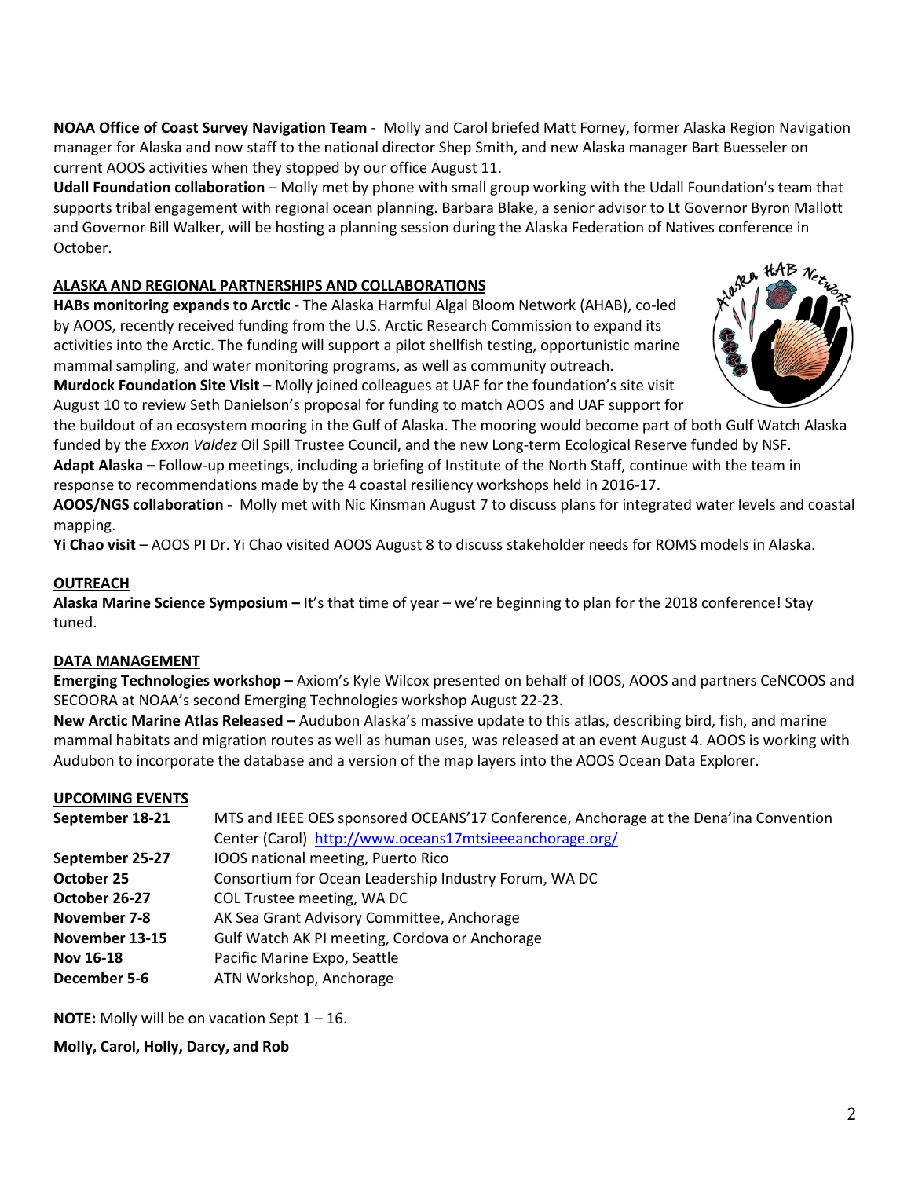**NOAA Office of Coast Survey Navigation Team** - Molly and Carol briefed Matt Forney, former Alaska Region Navigation manager for Alaska and now staff to the national director Shep Smith, and new Alaska manager Bart Buesseler on current AOOS activities when they stopped by our office August 11.

**Udall Foundation collaboration** – Molly met by phone with small group working with the Udall Foundation's team that supports tribal engagement with regional ocean planning. Barbara Blake, a senior advisor to Lt Governor Byron Mallott and Governor Bill Walker, will be hosting a planning session during the Alaska Federation of Natives conference in October.

## ALASKA AND REGIONAL PARTNERSHIPS AND COLLABORATIONS

**HABs monitoring expands to Arctic** - The Alaska Harmful Algal Bloom Network (AHAB), co-led by AOOS, recently received funding from the U.S. Arctic Research Commission to expand its activities into the Arctic. The funding will support a pilot shellfish testing, opportunistic marine mammal sampling, and water monitoring programs, as well as community outreach.

**Murdock Foundation Site Visit –** Molly joined colleagues at UAF for the foundation's site visit August 10 to review Seth Danielson's proposal for funding to match AOOS and UAF support for the buildout of an ecosystem mooring in the Gulf of Alaska. The mooring would become part of both Gulf Watch Alaska funded by the *Exxon Valdez* Oil Spill Trustee Council, and the new Long-term Ecological Reserve funded by NSF.

**Adapt Alaska –** Follow-up meetings, including a briefing of Institute of the North Staff, continue with the team in response to recommendations made by the 4 coastal resiliency workshops held in 2016-17.

**AOOS/NGS collaboration** - Molly met with Nic Kinsman August 7 to discuss plans for integrated water levels and coastal mapping.

**Yi Chao visit** – AOOS PI Dr. Yi Chao visited AOOS August 8 to discuss stakeholder needs for ROMS models in Alaska.

## OUTREACH

**Alaska Marine Science Symposium –** It's that time of year – we're beginning to plan for the 2018 conference! Stay tuned.

## DATA MANAGEMENT

**Emerging Technologies workshop –** Axiom's Kyle Wilcox presented on behalf of IOOS, AOOS and partners CeNCOOS and SECOORA at NOAA's second Emerging Technologies workshop August 22-23.

**New Arctic Marine Atlas Released –** Audubon Alaska's massive update to this atlas, describing bird, fish, and marine mammal habitats and migration routes as well as human uses, was released at an event August 4. AOOS is working with Audubon to incorporate the database and a version of the map layers into the AOOS Ocean Data Explorer.

## UPCOMING EVENTS

| | |
|---|---|
| **September 18-21** | MTS and IEEE OES sponsored OCEANS'17 Conference, Anchorage at the Dena'ina Convention Center (Carol) http://www.oceans17mtsieeeanchorage.org/ |
| **September 25-27** | IOOS national meeting, Puerto Rico |
| **October 25** | Consortium for Ocean Leadership Industry Forum, WA DC |
| **October 26-27** | COL Trustee meeting, WA DC |
| **November 7-8** | AK Sea Grant Advisory Committee, Anchorage |
| **November 13-15** | Gulf Watch AK PI meeting, Cordova or Anchorage |
| **Nov 16-18** | Pacific Marine Expo, Seattle |
| **December 5-6** | ATN Workshop, Anchorage |

**NOTE:** Molly will be on vacation Sept 1 – 16.

**Molly, Carol, Holly, Darcy, and Rob**